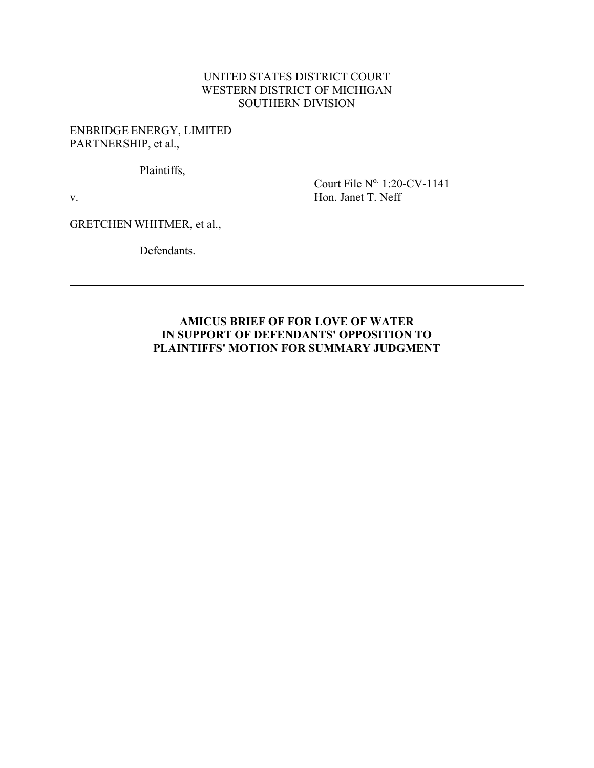UNITED STATES DISTRICT COURT
WESTERN DISTRICT OF MICHIGAN
SOUTHERN DIVISION

ENBRIDGE ENERGY, LIMITED PARTNERSHIP, et al.,

Plaintiffs,

v.

Court File N$^{o.}$ 1:20-CV-1141
Hon. Janet T. Neff

GRETCHEN WHITMER, et al.,

Defendants.

---

**AMICUS BRIEF OF FOR LOVE OF WATER IN SUPPORT OF DEFENDANTS' OPPOSITION TO PLAINTIFFS' MOTION FOR SUMMARY JUDGMENT**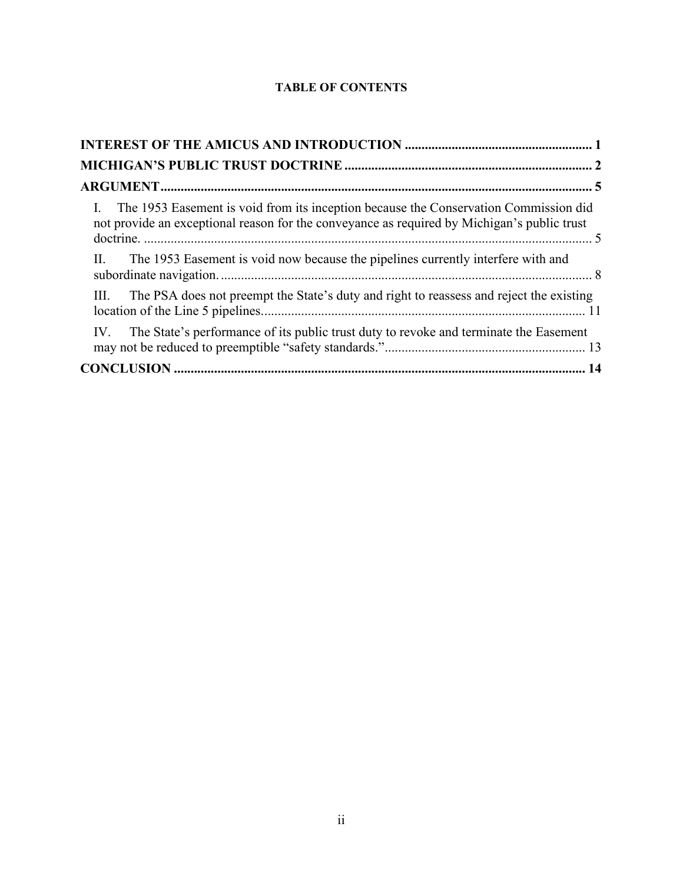**TABLE OF CONTENTS**

**INTEREST OF THE AMICUS AND INTRODUCTION** ........................................................ 1

**MICHIGAN'S PUBLIC TRUST DOCTRINE** ........................................................................ 2

**ARGUMENT** ................................................................................................................................ 5

I. The 1953 Easement is void from its inception because the Conservation Commission did not provide an exceptional reason for the conveyance as required by Michigan's public trust doctrine. ..................................................................................................................................... 5

II. The 1953 Easement is void now because the pipelines currently interfere with and subordinate navigation. .............................................................................................................. 8

III. The PSA does not preempt the State's duty and right to reassess and reject the existing location of the Line 5 pipelines................................................................................................ 11

IV. The State's performance of its public trust duty to revoke and terminate the Easement may not be reduced to preemptible "safety standards."........................................................... 13

**CONCLUSION** .......................................................................................................................... 14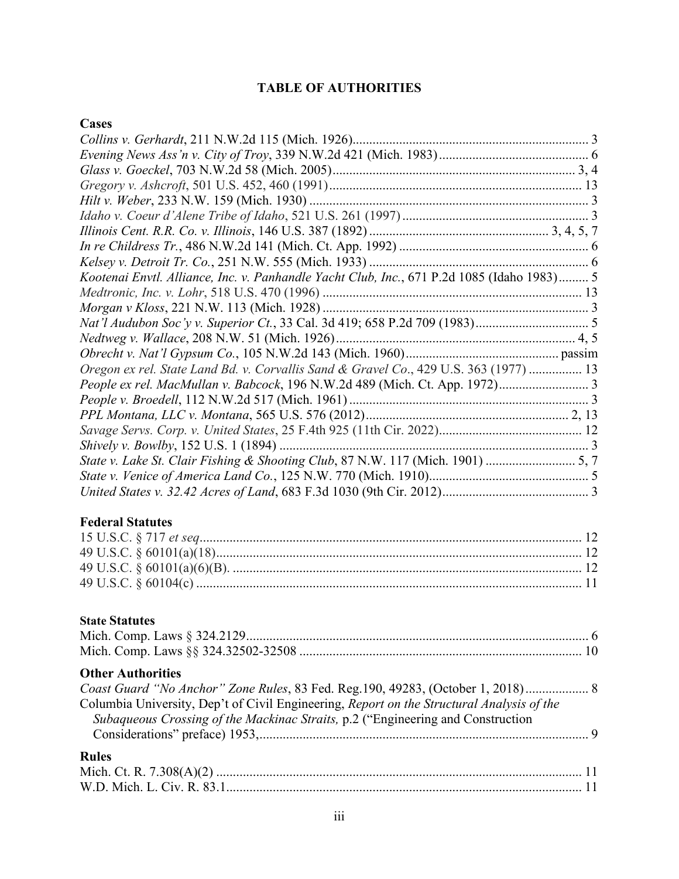# TABLE OF AUTHORITIES

## Cases

*Collins v. Gerhardt*, 211 N.W.2d 115 (Mich. 1926) .......... 3
*Evening News Ass'n v. City of Troy*, 339 N.W.2d 421 (Mich. 1983) .......... 6
*Glass v. Goeckel*, 703 N.W.2d 58 (Mich. 2005) .......... 3, 4
*Gregory v. Ashcroft*, 501 U.S. 452, 460 (1991) .......... 13
*Hilt v. Weber*, 233 N.W. 159 (Mich. 1930) .......... 3
*Idaho v. Coeur d'Alene Tribe of Idaho*, 521 U.S. 261 (1997) .......... 3
*Illinois Cent. R.R. Co. v. Illinois*, 146 U.S. 387 (1892) .......... 3, 4, 5, 7
*In re Childress Tr.*, 486 N.W.2d 141 (Mich. Ct. App. 1992) .......... 6
*Kelsey v. Detroit Tr. Co.*, 251 N.W. 555 (Mich. 1933) .......... 6
*Kootenai Envtl. Alliance, Inc. v. Panhandle Yacht Club, Inc.*, 671 P.2d 1085 (Idaho 1983) .......... 5
*Medtronic, Inc. v. Lohr*, 518 U.S. 470 (1996) .......... 13
*Morgan v Kloss*, 221 N.W. 113 (Mich. 1928) .......... 3
*Nat'l Audubon Soc'y v. Superior Ct.*, 33 Cal. 3d 419; 658 P.2d 709 (1983) .......... 5
*Nedtweg v. Wallace*, 208 N.W. 51 (Mich. 1926) .......... 4, 5
*Obrecht v. Nat'l Gypsum Co.*, 105 N.W.2d 143 (Mich. 1960) .......... passim
*Oregon ex rel. State Land Bd. v. Corvallis Sand & Gravel Co*., 429 U.S. 363 (1977) .......... 13
*People ex rel. MacMullan v. Babcock*, 196 N.W.2d 489 (Mich. Ct. App. 1972) .......... 3
*People v. Broedell*, 112 N.W.2d 517 (Mich. 1961) .......... 3
*PPL Montana, LLC v. Montana*, 565 U.S. 576 (2012) .......... 2, 13
*Savage Servs. Corp. v. United States*, 25 F.4th 925 (11th Cir. 2022) .......... 12
*Shively v. Bowlby*, 152 U.S. 1 (1894) .......... 3
*State v. Lake St. Clair Fishing & Shooting Club*, 87 N.W. 117 (Mich. 1901) .......... 5, 7
*State v. Venice of America Land Co.*, 125 N.W. 770 (Mich. 1910) .......... 5
*United States v. 32.42 Acres of Land*, 683 F.3d 1030 (9th Cir. 2012) .......... 3

## Federal Statutes

15 U.S.C. § 717 *et seq* .......... 12
49 U.S.C. § 60101(a)(18) .......... 12
49 U.S.C. § 60101(a)(6)(B). .......... 12
49 U.S.C. § 60104(c) .......... 11

## State Statutes

Mich. Comp. Laws § 324.2129 .......... 6
Mich. Comp. Laws §§ 324.32502-32508 .......... 10

## Other Authorities

*Coast Guard "No Anchor" Zone Rules*, 83 Fed. Reg.190, 49283, (October 1, 2018) .......... 8
Columbia University, Dep't of Civil Engineering, *Report on the Structural Analysis of the Subaqueous Crossing of the Mackinac Straits,* p.2 ("Engineering and Construction Considerations" preface) 1953, .......... 9

## Rules

Mich. Ct. R. 7.308(A)(2) .......... 11
W.D. Mich. L. Civ. R. 83.1 .......... 11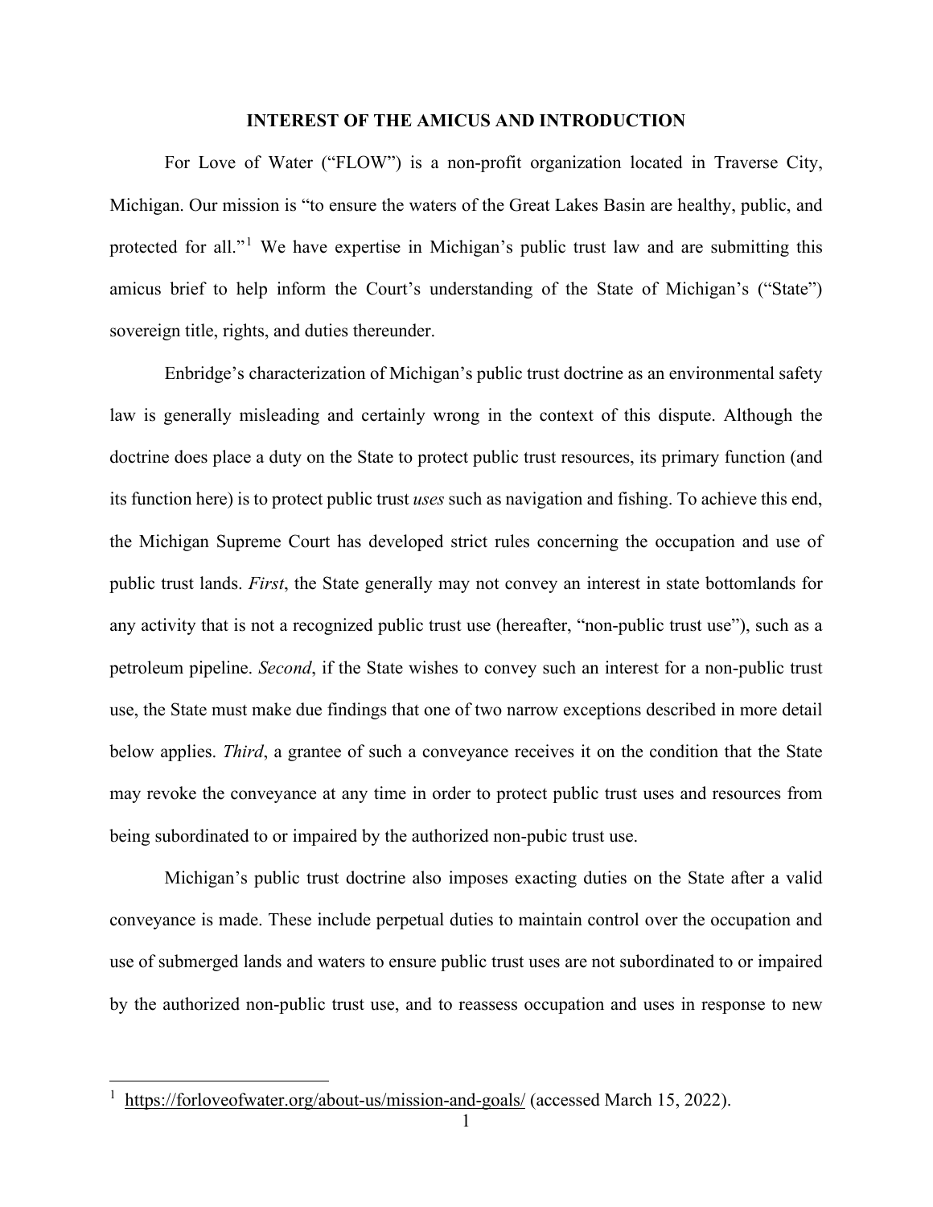## INTEREST OF THE AMICUS AND INTRODUCTION

For Love of Water ("FLOW") is a non-profit organization located in Traverse City, Michigan. Our mission is "to ensure the waters of the Great Lakes Basin are healthy, public, and protected for all."[1] We have expertise in Michigan's public trust law and are submitting this amicus brief to help inform the Court's understanding of the State of Michigan's ("State") sovereign title, rights, and duties thereunder.

Enbridge's characterization of Michigan's public trust doctrine as an environmental safety law is generally misleading and certainly wrong in the context of this dispute. Although the doctrine does place a duty on the State to protect public trust resources, its primary function (and its function here) is to protect public trust *uses* such as navigation and fishing. To achieve this end, the Michigan Supreme Court has developed strict rules concerning the occupation and use of public trust lands. *First*, the State generally may not convey an interest in state bottomlands for any activity that is not a recognized public trust use (hereafter, "non-public trust use"), such as a petroleum pipeline. *Second*, if the State wishes to convey such an interest for a non-public trust use, the State must make due findings that one of two narrow exceptions described in more detail below applies. *Third*, a grantee of such a conveyance receives it on the condition that the State may revoke the conveyance at any time in order to protect public trust uses and resources from being subordinated to or impaired by the authorized non-pubic trust use.

Michigan's public trust doctrine also imposes exacting duties on the State after a valid conveyance is made. These include perpetual duties to maintain control over the occupation and use of submerged lands and waters to ensure public trust uses are not subordinated to or impaired by the authorized non-public trust use, and to reassess occupation and uses in response to new

[1] https://forloveofwater.org/about-us/mission-and-goals/ (accessed March 15, 2022).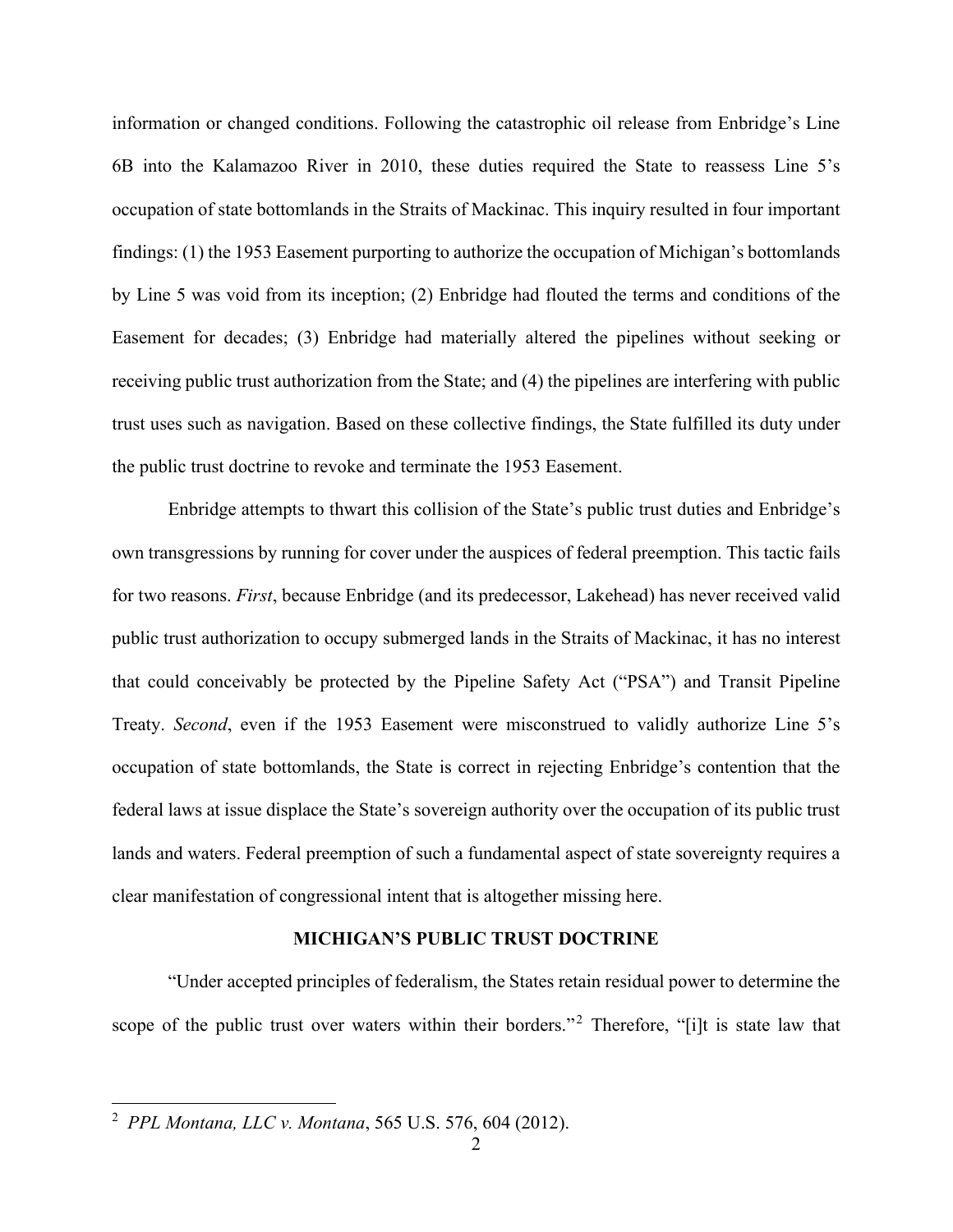information or changed conditions. Following the catastrophic oil release from Enbridge's Line 6B into the Kalamazoo River in 2010, these duties required the State to reassess Line 5's occupation of state bottomlands in the Straits of Mackinac. This inquiry resulted in four important findings: (1) the 1953 Easement purporting to authorize the occupation of Michigan's bottomlands by Line 5 was void from its inception; (2) Enbridge had flouted the terms and conditions of the Easement for decades; (3) Enbridge had materially altered the pipelines without seeking or receiving public trust authorization from the State; and (4) the pipelines are interfering with public trust uses such as navigation. Based on these collective findings, the State fulfilled its duty under the public trust doctrine to revoke and terminate the 1953 Easement.

Enbridge attempts to thwart this collision of the State's public trust duties and Enbridge's own transgressions by running for cover under the auspices of federal preemption. This tactic fails for two reasons. *First*, because Enbridge (and its predecessor, Lakehead) has never received valid public trust authorization to occupy submerged lands in the Straits of Mackinac, it has no interest that could conceivably be protected by the Pipeline Safety Act ("PSA") and Transit Pipeline Treaty. *Second*, even if the 1953 Easement were misconstrued to validly authorize Line 5's occupation of state bottomlands, the State is correct in rejecting Enbridge's contention that the federal laws at issue displace the State's sovereign authority over the occupation of its public trust lands and waters. Federal preemption of such a fundamental aspect of state sovereignty requires a clear manifestation of congressional intent that is altogether missing here.

## MICHIGAN'S PUBLIC TRUST DOCTRINE

"Under accepted principles of federalism, the States retain residual power to determine the scope of the public trust over waters within their borders."[2] Therefore, "[i]t is state law that

[2] *PPL Montana, LLC v. Montana*, 565 U.S. 576, 604 (2012).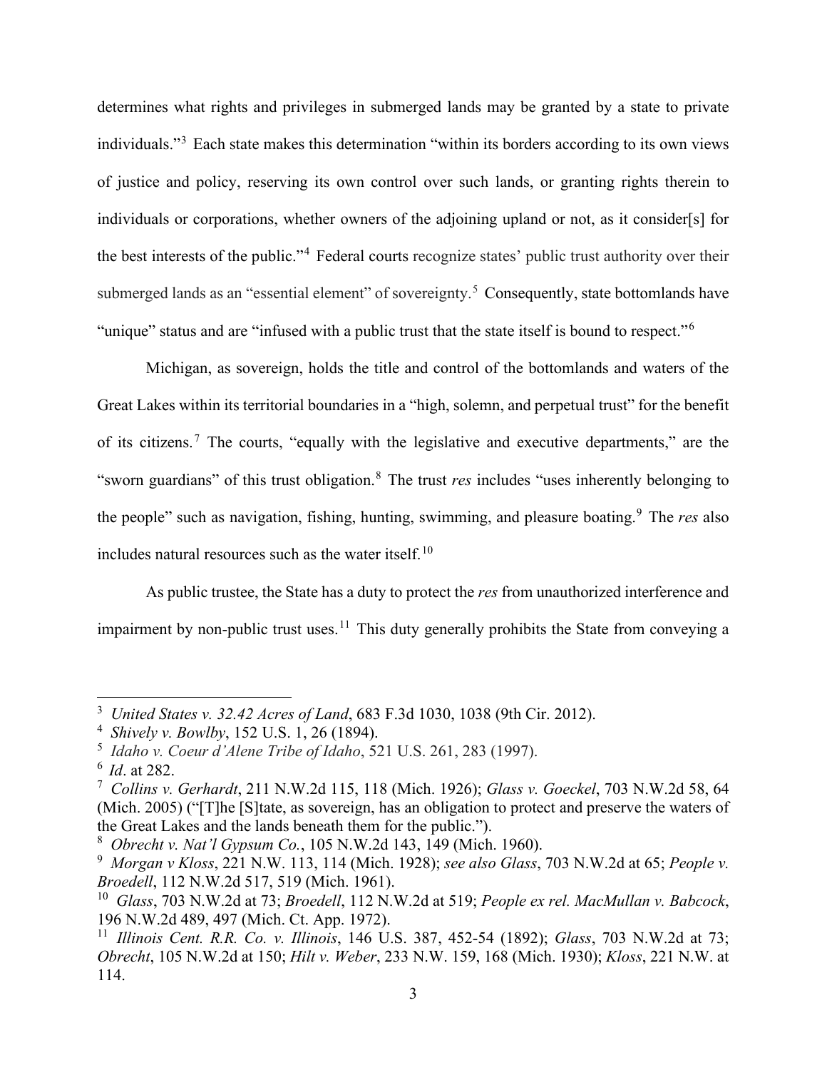determines what rights and privileges in submerged lands may be granted by a state to private individuals."[3] Each state makes this determination "within its borders according to its own views of justice and policy, reserving its own control over such lands, or granting rights therein to individuals or corporations, whether owners of the adjoining upland or not, as it consider[s] for the best interests of the public."[4] Federal courts recognize states' public trust authority over their submerged lands as an "essential element" of sovereignty.[5] Consequently, state bottomlands have "unique" status and are "infused with a public trust that the state itself is bound to respect."[6]

Michigan, as sovereign, holds the title and control of the bottomlands and waters of the Great Lakes within its territorial boundaries in a "high, solemn, and perpetual trust" for the benefit of its citizens.[7] The courts, "equally with the legislative and executive departments," are the "sworn guardians" of this trust obligation.[8] The trust *res* includes "uses inherently belonging to the people" such as navigation, fishing, hunting, swimming, and pleasure boating.[9] The *res* also includes natural resources such as the water itself.[10]

As public trustee, the State has a duty to protect the *res* from unauthorized interference and impairment by non-public trust uses.[11] This duty generally prohibits the State from conveying a

---

[3] *United States v. 32.42 Acres of Land*, 683 F.3d 1030, 1038 (9th Cir. 2012).

[4] *Shively v. Bowlby*, 152 U.S. 1, 26 (1894).

[5] *Idaho v. Coeur d'Alene Tribe of Idaho*, 521 U.S. 261, 283 (1997).

[6] *Id*. at 282.

[7] *Collins v. Gerhardt*, 211 N.W.2d 115, 118 (Mich. 1926); *Glass v. Goeckel*, 703 N.W.2d 58, 64 (Mich. 2005) ("[T]he [S]tate, as sovereign, has an obligation to protect and preserve the waters of the Great Lakes and the lands beneath them for the public.").

[8] *Obrecht v. Nat'l Gypsum Co.*, 105 N.W.2d 143, 149 (Mich. 1960).

[9] *Morgan v Kloss*, 221 N.W. 113, 114 (Mich. 1928); *see also Glass*, 703 N.W.2d at 65; *People v. Broedell*, 112 N.W.2d 517, 519 (Mich. 1961).

[10] *Glass*, 703 N.W.2d at 73; *Broedell*, 112 N.W.2d at 519; *People ex rel. MacMullan v. Babcock*, 196 N.W.2d 489, 497 (Mich. Ct. App. 1972).

[11] *Illinois Cent. R.R. Co. v. Illinois*, 146 U.S. 387, 452-54 (1892); *Glass*, 703 N.W.2d at 73; *Obrecht*, 105 N.W.2d at 150; *Hilt v. Weber*, 233 N.W. 159, 168 (Mich. 1930); *Kloss*, 221 N.W. at 114.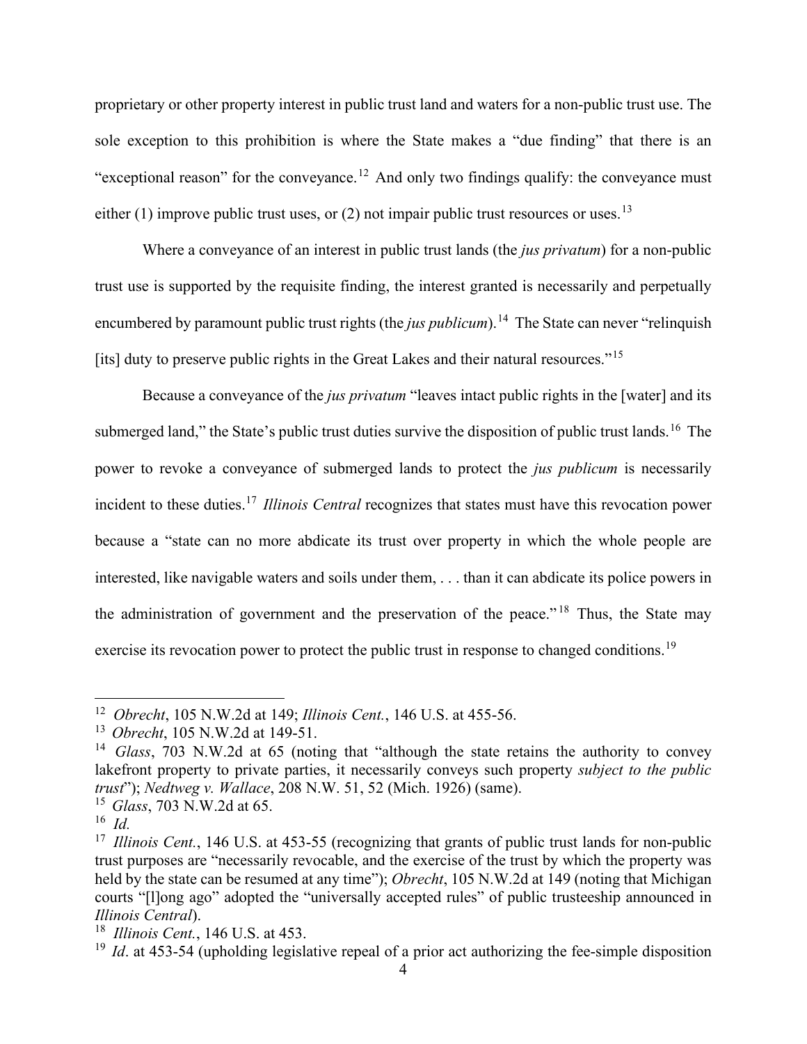proprietary or other property interest in public trust land and waters for a non-public trust use. The sole exception to this prohibition is where the State makes a "due finding" that there is an "exceptional reason" for the conveyance.[12] And only two findings qualify: the conveyance must either (1) improve public trust uses, or (2) not impair public trust resources or uses.[13]

Where a conveyance of an interest in public trust lands (the *jus privatum*) for a non-public trust use is supported by the requisite finding, the interest granted is necessarily and perpetually encumbered by paramount public trust rights (the *jus publicum*).[14] The State can never "relinquish [its] duty to preserve public rights in the Great Lakes and their natural resources."[15]

Because a conveyance of the *jus privatum* "leaves intact public rights in the [water] and its submerged land," the State's public trust duties survive the disposition of public trust lands.[16] The power to revoke a conveyance of submerged lands to protect the *jus publicum* is necessarily incident to these duties.[17] *Illinois Central* recognizes that states must have this revocation power because a "state can no more abdicate its trust over property in which the whole people are interested, like navigable waters and soils under them, . . . than it can abdicate its police powers in the administration of government and the preservation of the peace."[18] Thus, the State may exercise its revocation power to protect the public trust in response to changed conditions.[19]

---

[12] *Obrecht*, 105 N.W.2d at 149; *Illinois Cent.*, 146 U.S. at 455-56.

[13] *Obrecht*, 105 N.W.2d at 149-51.

[14] *Glass*, 703 N.W.2d at 65 (noting that "although the state retains the authority to convey lakefront property to private parties, it necessarily conveys such property *subject to the public trust*"); *Nedtweg v. Wallace*, 208 N.W. 51, 52 (Mich. 1926) (same).

[15] *Glass*, 703 N.W.2d at 65.

[16] *Id.*

[17] *Illinois Cent.*, 146 U.S. at 453-55 (recognizing that grants of public trust lands for non-public trust purposes are "necessarily revocable, and the exercise of the trust by which the property was held by the state can be resumed at any time"); *Obrecht*, 105 N.W.2d at 149 (noting that Michigan courts "[l]ong ago" adopted the "universally accepted rules" of public trusteeship announced in *Illinois Central*).

[18] *Illinois Cent.*, 146 U.S. at 453.

[19] *Id*. at 453-54 (upholding legislative repeal of a prior act authorizing the fee-simple disposition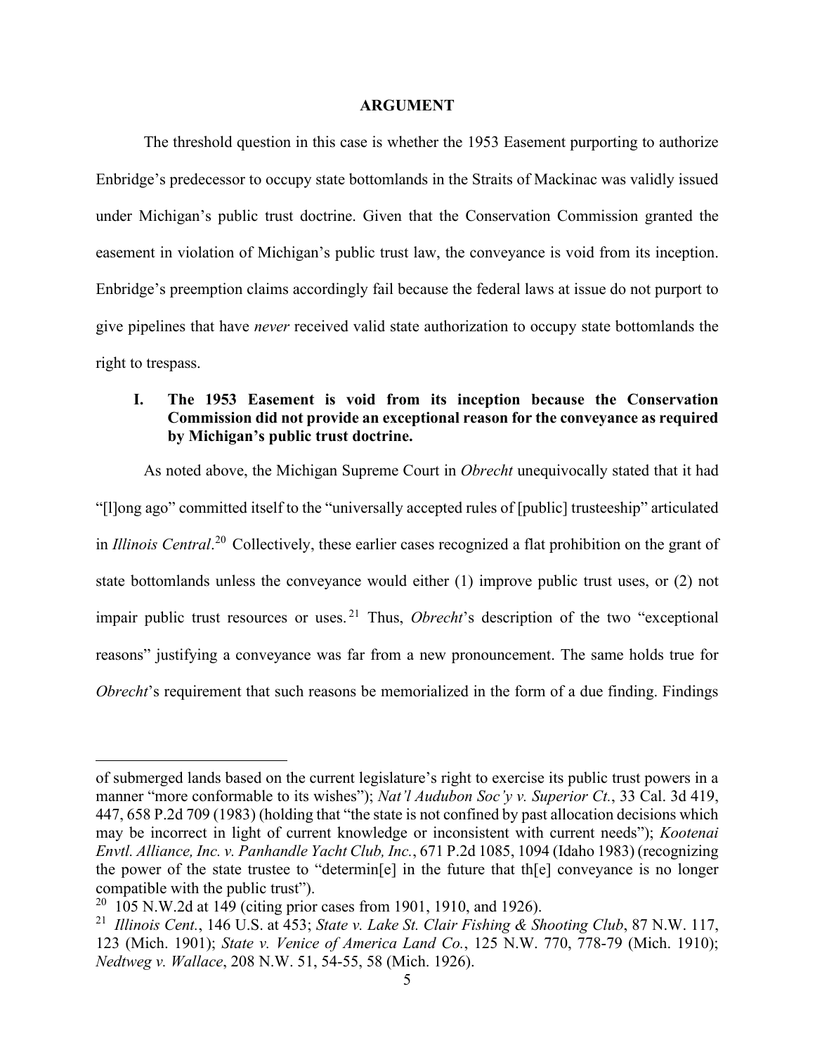## ARGUMENT

The threshold question in this case is whether the 1953 Easement purporting to authorize Enbridge's predecessor to occupy state bottomlands in the Straits of Mackinac was validly issued under Michigan's public trust doctrine. Given that the Conservation Commission granted the easement in violation of Michigan's public trust law, the conveyance is void from its inception. Enbridge's preemption claims accordingly fail because the federal laws at issue do not purport to give pipelines that have *never* received valid state authorization to occupy state bottomlands the right to trespass.

### I. The 1953 Easement is void from its inception because the Conservation Commission did not provide an exceptional reason for the conveyance as required by Michigan's public trust doctrine.

As noted above, the Michigan Supreme Court in *Obrecht* unequivocally stated that it had "[l]ong ago" committed itself to the "universally accepted rules of [public] trusteeship" articulated in *Illinois Central*.[20] Collectively, these earlier cases recognized a flat prohibition on the grant of state bottomlands unless the conveyance would either (1) improve public trust uses, or (2) not impair public trust resources or uses.[21] Thus, *Obrecht*'s description of the two "exceptional reasons" justifying a conveyance was far from a new pronouncement. The same holds true for *Obrecht*'s requirement that such reasons be memorialized in the form of a due finding. Findings

---

of submerged lands based on the current legislature's right to exercise its public trust powers in a manner "more conformable to its wishes"); *Nat'l Audubon Soc'y v. Superior Ct.*, 33 Cal. 3d 419, 447, 658 P.2d 709 (1983) (holding that "the state is not confined by past allocation decisions which may be incorrect in light of current knowledge or inconsistent with current needs"); *Kootenai Envtl. Alliance, Inc. v. Panhandle Yacht Club, Inc.*, 671 P.2d 1085, 1094 (Idaho 1983) (recognizing the power of the state trustee to "determin[e] in the future that th[e] conveyance is no longer compatible with the public trust").

[20] 105 N.W.2d at 149 (citing prior cases from 1901, 1910, and 1926).

[21] *Illinois Cent.*, 146 U.S. at 453; *State v. Lake St. Clair Fishing & Shooting Club*, 87 N.W. 117, 123 (Mich. 1901); *State v. Venice of America Land Co.*, 125 N.W. 770, 778-79 (Mich. 1910); *Nedtweg v. Wallace*, 208 N.W. 51, 54-55, 58 (Mich. 1926).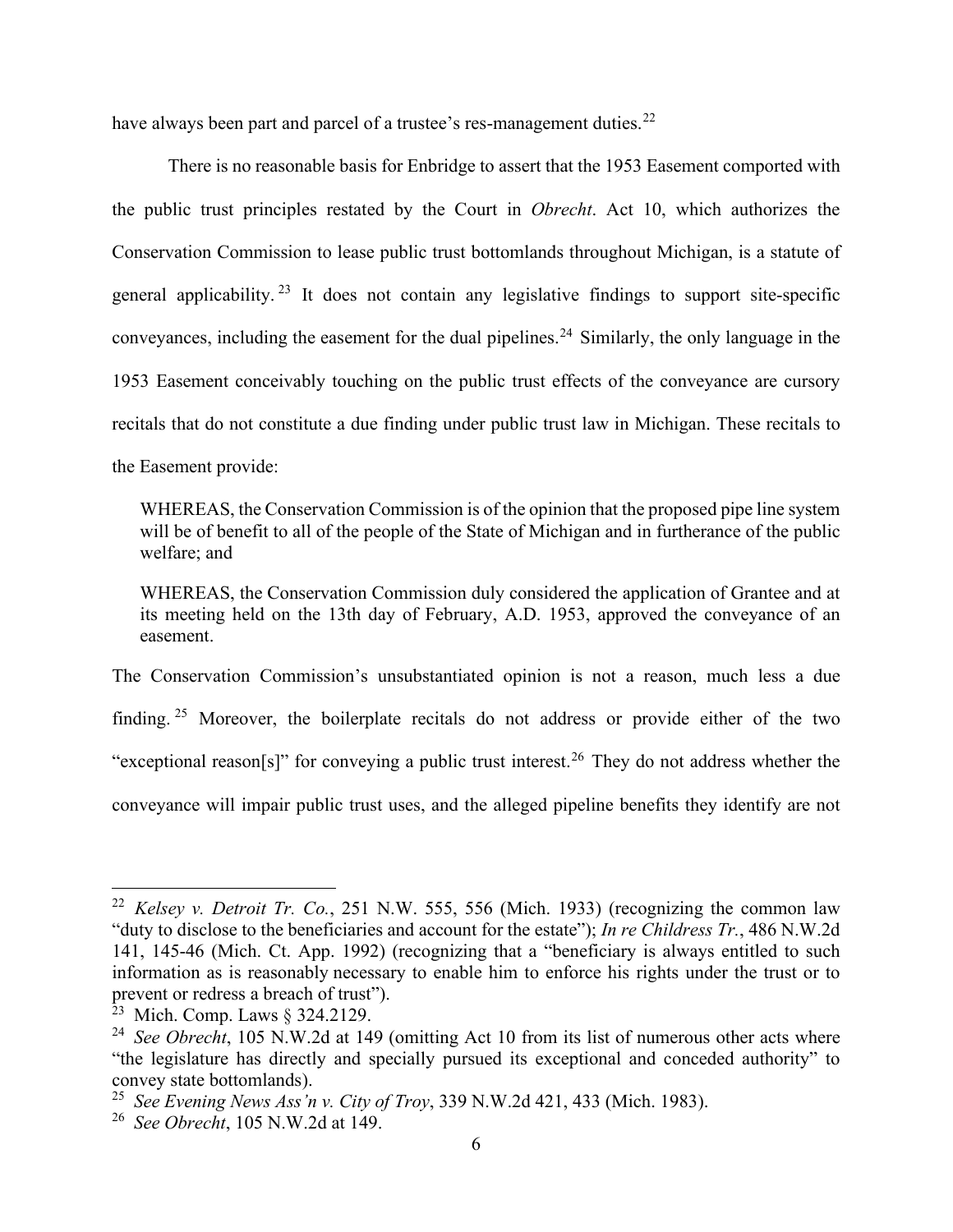have always been part and parcel of a trustee's res-management duties.[22]

There is no reasonable basis for Enbridge to assert that the 1953 Easement comported with the public trust principles restated by the Court in *Obrecht*. Act 10, which authorizes the Conservation Commission to lease public trust bottomlands throughout Michigan, is a statute of general applicability.[23] It does not contain any legislative findings to support site-specific conveyances, including the easement for the dual pipelines.[24] Similarly, the only language in the 1953 Easement conceivably touching on the public trust effects of the conveyance are cursory recitals that do not constitute a due finding under public trust law in Michigan. These recitals to the Easement provide:

> WHEREAS, the Conservation Commission is of the opinion that the proposed pipe line system will be of benefit to all of the people of the State of Michigan and in furtherance of the public welfare; and
>
> WHEREAS, the Conservation Commission duly considered the application of Grantee and at its meeting held on the 13th day of February, A.D. 1953, approved the conveyance of an easement.

The Conservation Commission's unsubstantiated opinion is not a reason, much less a due finding.[25] Moreover, the boilerplate recitals do not address or provide either of the two "exceptional reason[s]" for conveying a public trust interest.[26] They do not address whether the conveyance will impair public trust uses, and the alleged pipeline benefits they identify are not

---

[22] *Kelsey v. Detroit Tr. Co.*, 251 N.W. 555, 556 (Mich. 1933) (recognizing the common law "duty to disclose to the beneficiaries and account for the estate"); *In re Childress Tr.*, 486 N.W.2d 141, 145-46 (Mich. Ct. App. 1992) (recognizing that a "beneficiary is always entitled to such information as is reasonably necessary to enable him to enforce his rights under the trust or to prevent or redress a breach of trust").

[23] Mich. Comp. Laws § 324.2129.

[24] *See Obrecht*, 105 N.W.2d at 149 (omitting Act 10 from its list of numerous other acts where "the legislature has directly and specially pursued its exceptional and conceded authority" to convey state bottomlands).

[25] *See Evening News Ass'n v. City of Troy*, 339 N.W.2d 421, 433 (Mich. 1983).

[26] *See Obrecht*, 105 N.W.2d at 149.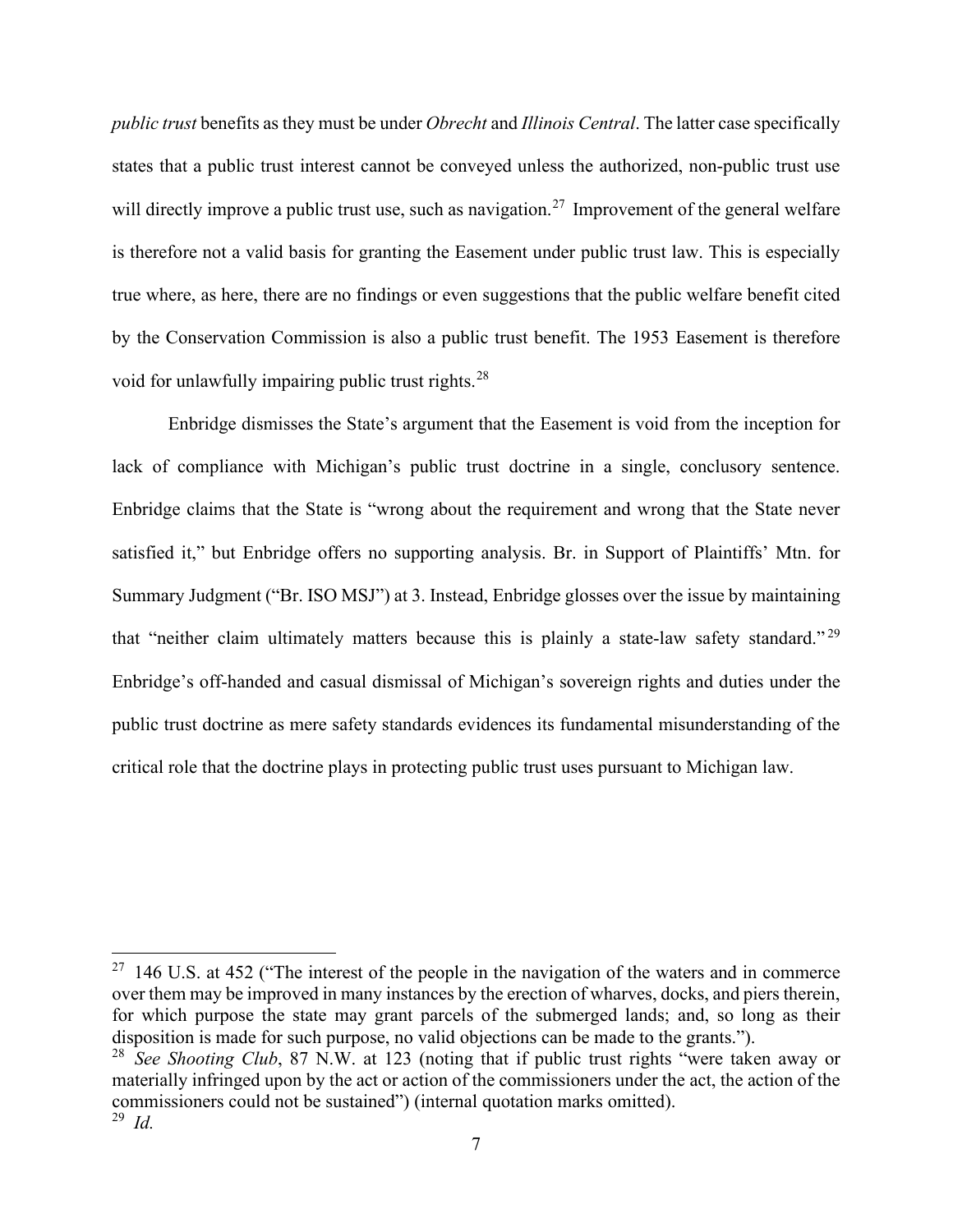*public trust* benefits as they must be under *Obrecht* and *Illinois Central*. The latter case specifically states that a public trust interest cannot be conveyed unless the authorized, non-public trust use will directly improve a public trust use, such as navigation.[27] Improvement of the general welfare is therefore not a valid basis for granting the Easement under public trust law. This is especially true where, as here, there are no findings or even suggestions that the public welfare benefit cited by the Conservation Commission is also a public trust benefit. The 1953 Easement is therefore void for unlawfully impairing public trust rights.[28]

Enbridge dismisses the State's argument that the Easement is void from the inception for lack of compliance with Michigan's public trust doctrine in a single, conclusory sentence. Enbridge claims that the State is "wrong about the requirement and wrong that the State never satisfied it," but Enbridge offers no supporting analysis. Br. in Support of Plaintiffs' Mtn. for Summary Judgment ("Br. ISO MSJ") at 3. Instead, Enbridge glosses over the issue by maintaining that "neither claim ultimately matters because this is plainly a state-law safety standard."[29] Enbridge's off-handed and casual dismissal of Michigan's sovereign rights and duties under the public trust doctrine as mere safety standards evidences its fundamental misunderstanding of the critical role that the doctrine plays in protecting public trust uses pursuant to Michigan law.

---

[27] 146 U.S. at 452 ("The interest of the people in the navigation of the waters and in commerce over them may be improved in many instances by the erection of wharves, docks, and piers therein, for which purpose the state may grant parcels of the submerged lands; and, so long as their disposition is made for such purpose, no valid objections can be made to the grants.").

[28] *See Shooting Club*, 87 N.W. at 123 (noting that if public trust rights "were taken away or materially infringed upon by the act or action of the commissioners under the act, the action of the commissioners could not be sustained") (internal quotation marks omitted).

[29] *Id.*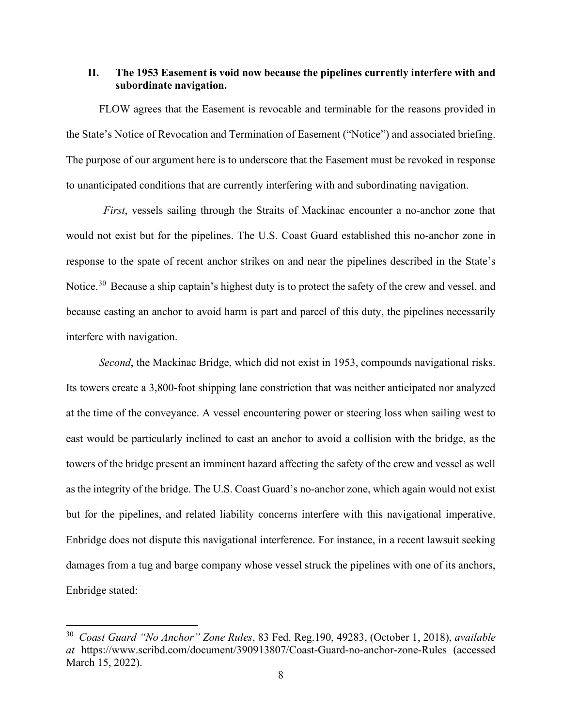## II. The 1953 Easement is void now because the pipelines currently interfere with and subordinate navigation.

FLOW agrees that the Easement is revocable and terminable for the reasons provided in the State's Notice of Revocation and Termination of Easement ("Notice") and associated briefing. The purpose of our argument here is to underscore that the Easement must be revoked in response to unanticipated conditions that are currently interfering with and subordinating navigation.

*First*, vessels sailing through the Straits of Mackinac encounter a no-anchor zone that would not exist but for the pipelines. The U.S. Coast Guard established this no-anchor zone in response to the spate of recent anchor strikes on and near the pipelines described in the State's Notice.[30] Because a ship captain's highest duty is to protect the safety of the crew and vessel, and because casting an anchor to avoid harm is part and parcel of this duty, the pipelines necessarily interfere with navigation.

*Second*, the Mackinac Bridge, which did not exist in 1953, compounds navigational risks. Its towers create a 3,800-foot shipping lane constriction that was neither anticipated nor analyzed at the time of the conveyance. A vessel encountering power or steering loss when sailing west to east would be particularly inclined to cast an anchor to avoid a collision with the bridge, as the towers of the bridge present an imminent hazard affecting the safety of the crew and vessel as well as the integrity of the bridge. The U.S. Coast Guard's no-anchor zone, which again would not exist but for the pipelines, and related liability concerns interfere with this navigational imperative. Enbridge does not dispute this navigational interference. For instance, in a recent lawsuit seeking damages from a tug and barge company whose vessel struck the pipelines with one of its anchors, Enbridge stated:

---

[30] *Coast Guard "No Anchor" Zone Rules*, 83 Fed. Reg.190, 49283, (October 1, 2018), *available at* https://www.scribd.com/document/390913807/Coast-Guard-no-anchor-zone-Rules (accessed March 15, 2022).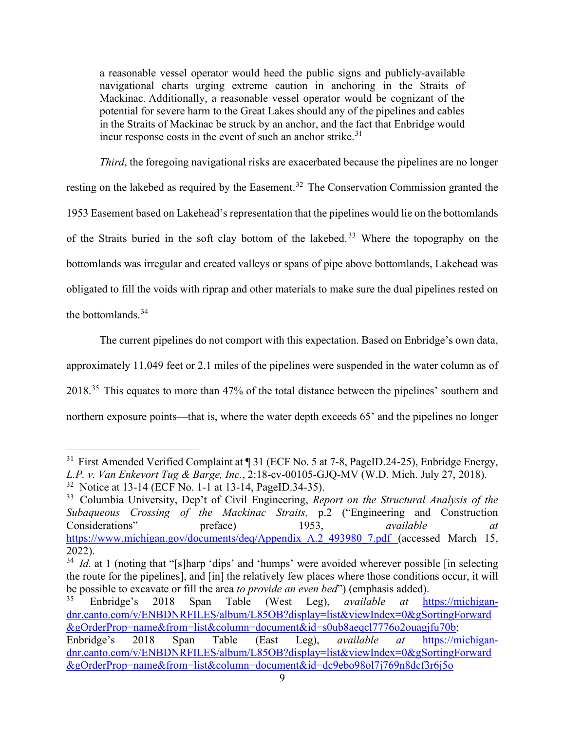> a reasonable vessel operator would heed the public signs and publicly-available navigational charts urging extreme caution in anchoring in the Straits of Mackinac. Additionally, a reasonable vessel operator would be cognizant of the potential for severe harm to the Great Lakes should any of the pipelines and cables in the Straits of Mackinac be struck by an anchor, and the fact that Enbridge would incur response costs in the event of such an anchor strike.[31]

*Third*, the foregoing navigational risks are exacerbated because the pipelines are no longer resting on the lakebed as required by the Easement.[32] The Conservation Commission granted the 1953 Easement based on Lakehead's representation that the pipelines would lie on the bottomlands of the Straits buried in the soft clay bottom of the lakebed.[33] Where the topography on the bottomlands was irregular and created valleys or spans of pipe above bottomlands, Lakehead was obligated to fill the voids with riprap and other materials to make sure the dual pipelines rested on the bottomlands.[34]

The current pipelines do not comport with this expectation. Based on Enbridge's own data, approximately 11,049 feet or 2.1 miles of the pipelines were suspended in the water column as of 2018.[35] This equates to more than 47% of the total distance between the pipelines' southern and northern exposure points—that is, where the water depth exceeds 65' and the pipelines no longer

---

[31] First Amended Verified Complaint at ¶ 31 (ECF No. 5 at 7-8, PageID.24-25), Enbridge Energy, *L.P. v. Van Enkevort Tug & Barge, Inc.*, 2:18-cv-00105-GJQ-MV (W.D. Mich. July 27, 2018).

[32] Notice at 13-14 (ECF No. 1-1 at 13-14, PageID.34-35).

[33] Columbia University, Dep't of Civil Engineering, *Report on the Structural Analysis of the Subaqueous Crossing of the Mackinac Straits,* p.2 ("Engineering and Construction Considerations" preface) 1953, *available at* https://www.michigan.gov/documents/deq/Appendix_A.2_493980_7.pdf (accessed March 15, 2022).

[34] *Id.* at 1 (noting that "[s]harp 'dips' and 'humps' were avoided wherever possible [in selecting the route for the pipelines], and [in] the relatively few places where those conditions occur, it will be possible to excavate or fill the area *to provide an even bed*") (emphasis added).

[35] Enbridge's 2018 Span Table (West Leg), *available at* https://michigan-dnr.canto.com/v/ENBDNRFILES/album/L85OB?display=list&viewIndex=0&gSortingForward&gOrderProp=name&from=list&column=document&id=s0ub8aeqcl7776o2ouagjfu70b; Enbridge's 2018 Span Table (East Leg), *available at* https://michigan-dnr.canto.com/v/ENBDNRFILES/album/L85OB?display=list&viewIndex=0&gSortingForward&gOrderProp=name&from=list&column=document&id=dc9ebo98ol7j769n8dcf3r6j5o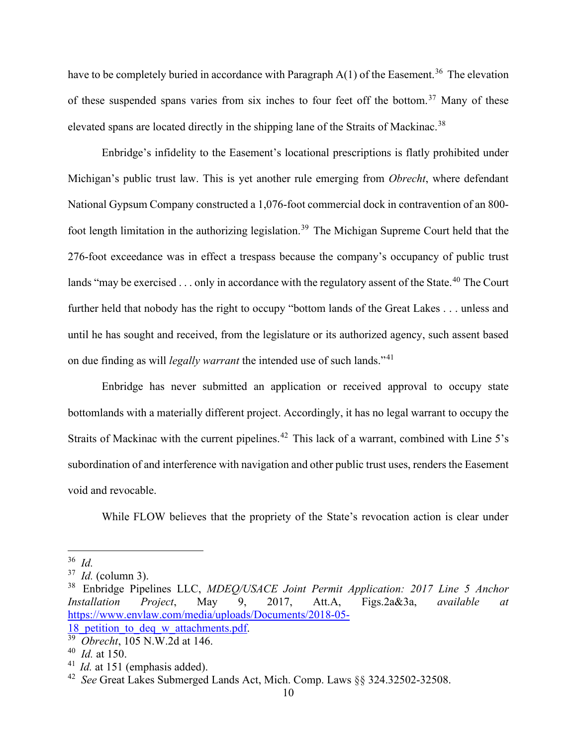have to be completely buried in accordance with Paragraph A(1) of the Easement.[36] The elevation of these suspended spans varies from six inches to four feet off the bottom.[37] Many of these elevated spans are located directly in the shipping lane of the Straits of Mackinac.[38]

Enbridge's infidelity to the Easement's locational prescriptions is flatly prohibited under Michigan's public trust law. This is yet another rule emerging from *Obrecht*, where defendant National Gypsum Company constructed a 1,076-foot commercial dock in contravention of an 800-foot length limitation in the authorizing legislation.[39] The Michigan Supreme Court held that the 276-foot exceedance was in effect a trespass because the company's occupancy of public trust lands "may be exercised . . . only in accordance with the regulatory assent of the State.[40] The Court further held that nobody has the right to occupy "bottom lands of the Great Lakes . . . unless and until he has sought and received, from the legislature or its authorized agency, such assent based on due finding as will *legally warrant* the intended use of such lands."[41]

Enbridge has never submitted an application or received approval to occupy state bottomlands with a materially different project. Accordingly, it has no legal warrant to occupy the Straits of Mackinac with the current pipelines.[42] This lack of a warrant, combined with Line 5's subordination of and interference with navigation and other public trust uses, renders the Easement void and revocable.

While FLOW believes that the propriety of the State's revocation action is clear under

---

[36] *Id.*

[37] *Id.* (column 3).

[38] Enbridge Pipelines LLC, *MDEQ/USACE Joint Permit Application: 2017 Line 5 Anchor Installation Project*, May 9, 2017, Att.A, Figs.2a&3a, *available at* https://www.envlaw.com/media/uploads/Documents/2018-05-18_petition_to_deq_w_attachments.pdf.

[39] *Obrecht*, 105 N.W.2d at 146.

[40] *Id.* at 150.

[41] *Id.* at 151 (emphasis added).

[42] *See* Great Lakes Submerged Lands Act, Mich. Comp. Laws §§ 324.32502-32508.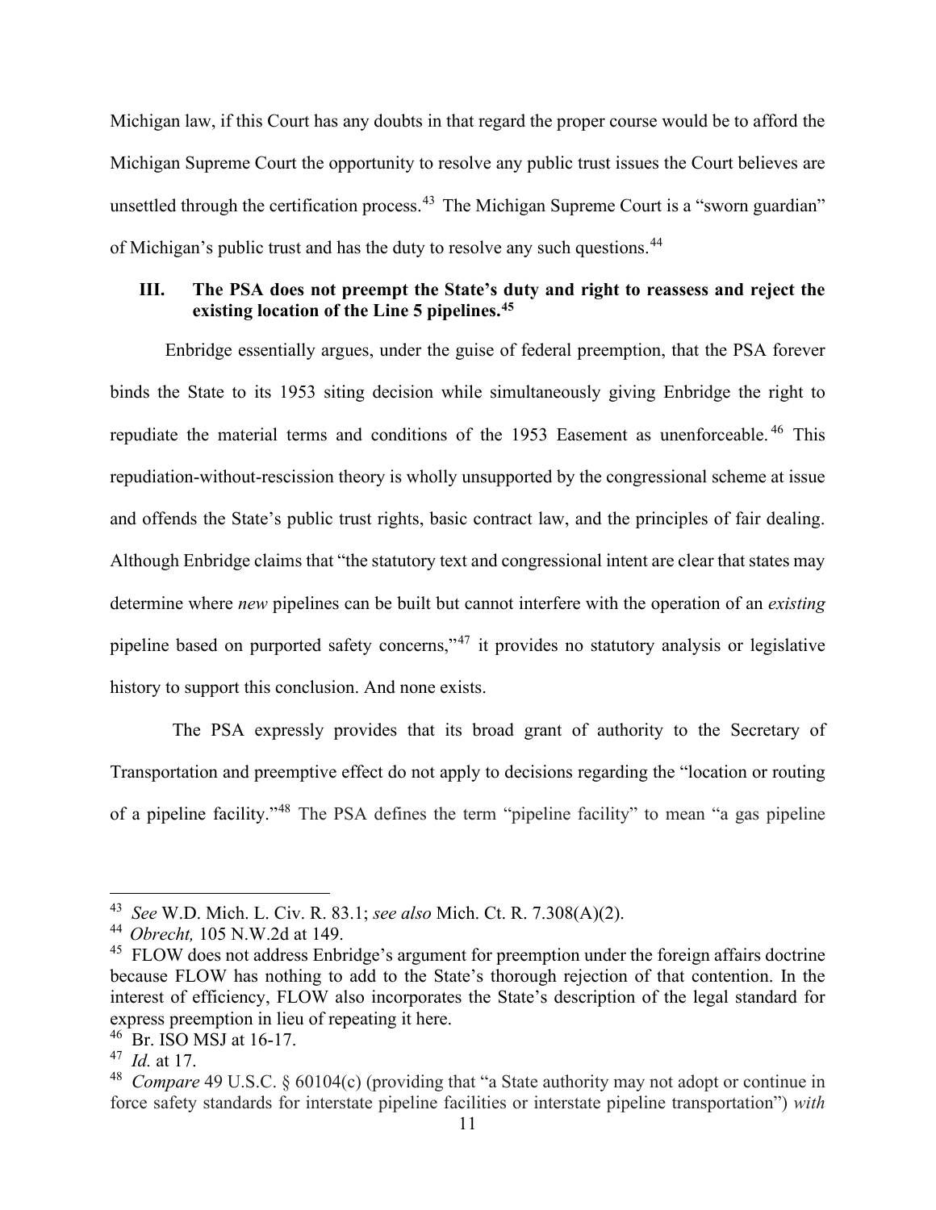Michigan law, if this Court has any doubts in that regard the proper course would be to afford the Michigan Supreme Court the opportunity to resolve any public trust issues the Court believes are unsettled through the certification process.[43] The Michigan Supreme Court is a "sworn guardian" of Michigan's public trust and has the duty to resolve any such questions.[44]

### III. The PSA does not preempt the State's duty and right to reassess and reject the existing location of the Line 5 pipelines.[45]

Enbridge essentially argues, under the guise of federal preemption, that the PSA forever binds the State to its 1953 siting decision while simultaneously giving Enbridge the right to repudiate the material terms and conditions of the 1953 Easement as unenforceable.[46] This repudiation-without-rescission theory is wholly unsupported by the congressional scheme at issue and offends the State's public trust rights, basic contract law, and the principles of fair dealing. Although Enbridge claims that "the statutory text and congressional intent are clear that states may determine where *new* pipelines can be built but cannot interfere with the operation of an *existing* pipeline based on purported safety concerns,"[47] it provides no statutory analysis or legislative history to support this conclusion. And none exists.

The PSA expressly provides that its broad grant of authority to the Secretary of Transportation and preemptive effect do not apply to decisions regarding the "location or routing of a pipeline facility."[48] The PSA defines the term "pipeline facility" to mean "a gas pipeline

---

[43] *See* W.D. Mich. L. Civ. R. 83.1; *see also* Mich. Ct. R. 7.308(A)(2).

[44] *Obrecht,* 105 N.W.2d at 149.

[45] FLOW does not address Enbridge's argument for preemption under the foreign affairs doctrine because FLOW has nothing to add to the State's thorough rejection of that contention. In the interest of efficiency, FLOW also incorporates the State's description of the legal standard for express preemption in lieu of repeating it here.

[46] Br. ISO MSJ at 16-17.

[47] *Id.* at 17.

[48] *Compare* 49 U.S.C. § 60104(c) (providing that "a State authority may not adopt or continue in force safety standards for interstate pipeline facilities or interstate pipeline transportation") *with*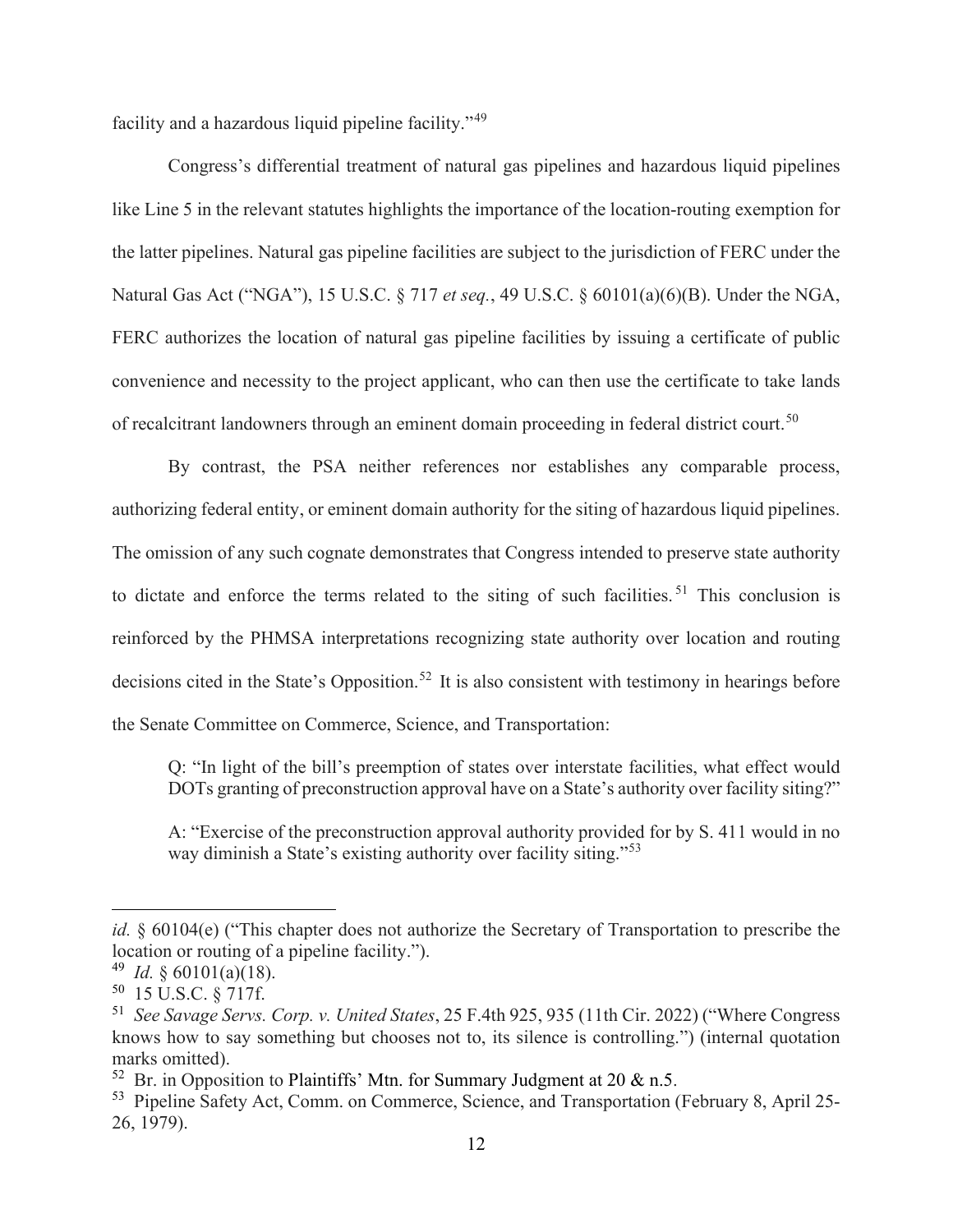facility and a hazardous liquid pipeline facility."[49]

Congress's differential treatment of natural gas pipelines and hazardous liquid pipelines like Line 5 in the relevant statutes highlights the importance of the location-routing exemption for the latter pipelines. Natural gas pipeline facilities are subject to the jurisdiction of FERC under the Natural Gas Act ("NGA"), 15 U.S.C. § 717 *et seq.*, 49 U.S.C. § 60101(a)(6)(B). Under the NGA, FERC authorizes the location of natural gas pipeline facilities by issuing a certificate of public convenience and necessity to the project applicant, who can then use the certificate to take lands of recalcitrant landowners through an eminent domain proceeding in federal district court.[50]

By contrast, the PSA neither references nor establishes any comparable process, authorizing federal entity, or eminent domain authority for the siting of hazardous liquid pipelines. The omission of any such cognate demonstrates that Congress intended to preserve state authority to dictate and enforce the terms related to the siting of such facilities.[51] This conclusion is reinforced by the PHMSA interpretations recognizing state authority over location and routing decisions cited in the State's Opposition.[52] It is also consistent with testimony in hearings before the Senate Committee on Commerce, Science, and Transportation:

> Q: "In light of the bill's preemption of states over interstate facilities, what effect would DOTs granting of preconstruction approval have on a State's authority over facility siting?"
>
> A: "Exercise of the preconstruction approval authority provided for by S. 411 would in no way diminish a State's existing authority over facility siting."[53]

---

*id.* § 60104(e) ("This chapter does not authorize the Secretary of Transportation to prescribe the location or routing of a pipeline facility.").

[49] *Id.* § 60101(a)(18).

[50] 15 U.S.C. § 717f.

[51] *See Savage Servs. Corp. v. United States*, 25 F.4th 925, 935 (11th Cir. 2022) ("Where Congress knows how to say something but chooses not to, its silence is controlling.") (internal quotation marks omitted).

[52] Br. in Opposition to Plaintiffs' Mtn. for Summary Judgment at 20 & n.5.

[53] Pipeline Safety Act, Comm. on Commerce, Science, and Transportation (February 8, April 25-26, 1979).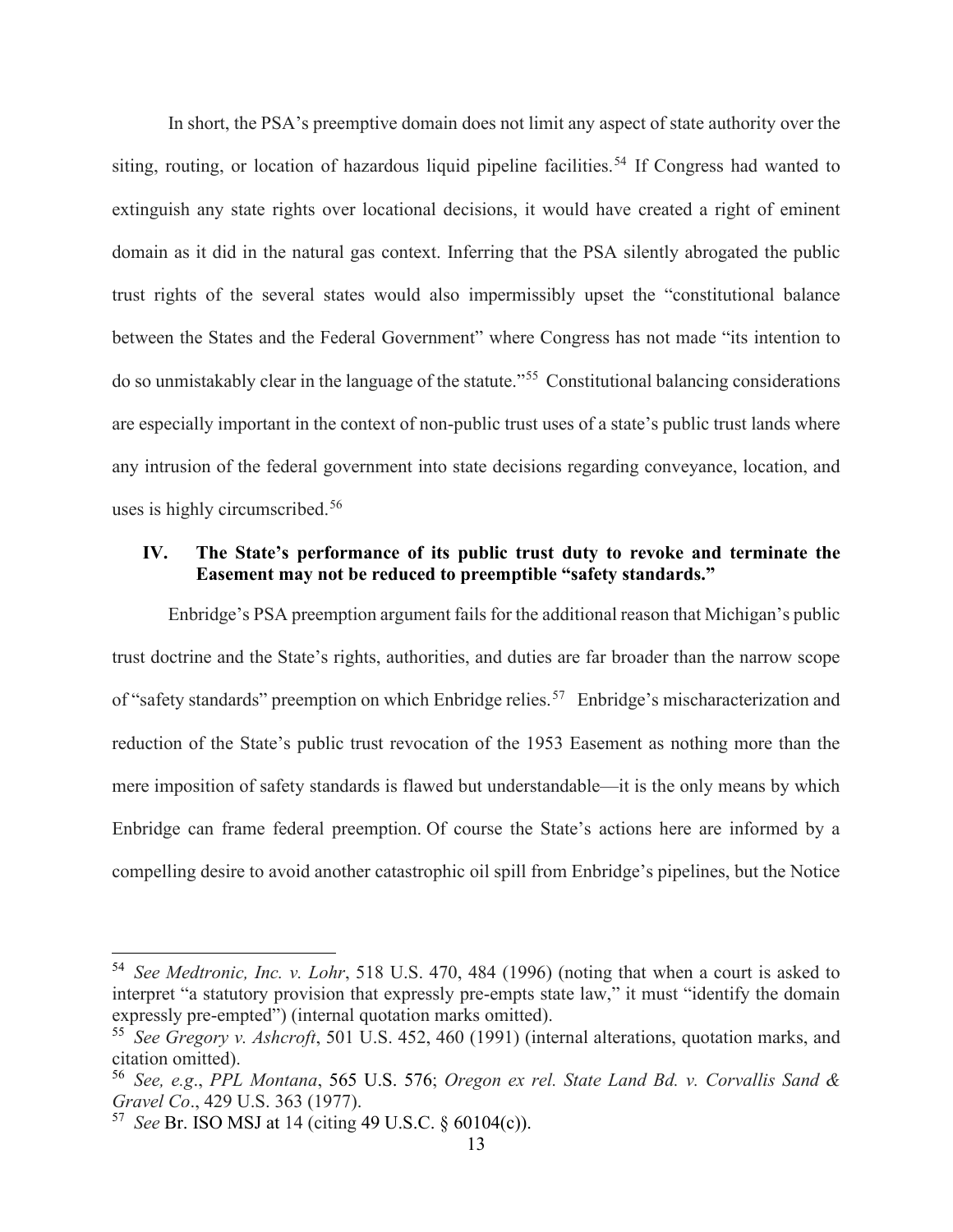In short, the PSA's preemptive domain does not limit any aspect of state authority over the siting, routing, or location of hazardous liquid pipeline facilities.[54] If Congress had wanted to extinguish any state rights over locational decisions, it would have created a right of eminent domain as it did in the natural gas context. Inferring that the PSA silently abrogated the public trust rights of the several states would also impermissibly upset the "constitutional balance between the States and the Federal Government" where Congress has not made "its intention to do so unmistakably clear in the language of the statute."[55] Constitutional balancing considerations are especially important in the context of non-public trust uses of a state's public trust lands where any intrusion of the federal government into state decisions regarding conveyance, location, and uses is highly circumscribed.[56]

## IV. The State's performance of its public trust duty to revoke and terminate the Easement may not be reduced to preemptible "safety standards."

Enbridge's PSA preemption argument fails for the additional reason that Michigan's public trust doctrine and the State's rights, authorities, and duties are far broader than the narrow scope of "safety standards" preemption on which Enbridge relies.[57] Enbridge's mischaracterization and reduction of the State's public trust revocation of the 1953 Easement as nothing more than the mere imposition of safety standards is flawed but understandable—it is the only means by which Enbridge can frame federal preemption. Of course the State's actions here are informed by a compelling desire to avoid another catastrophic oil spill from Enbridge's pipelines, but the Notice

---

[54] *See Medtronic, Inc. v. Lohr*, 518 U.S. 470, 484 (1996) (noting that when a court is asked to interpret "a statutory provision that expressly pre-empts state law," it must "identify the domain expressly pre-empted") (internal quotation marks omitted).

[55] *See Gregory v. Ashcroft*, 501 U.S. 452, 460 (1991) (internal alterations, quotation marks, and citation omitted).

[56] *See, e.g.*, *PPL Montana*, 565 U.S. 576; *Oregon ex rel. State Land Bd. v. Corvallis Sand & Gravel Co*., 429 U.S. 363 (1977).

[57] *See* Br. ISO MSJ at 14 (citing 49 U.S.C. § 60104(c)).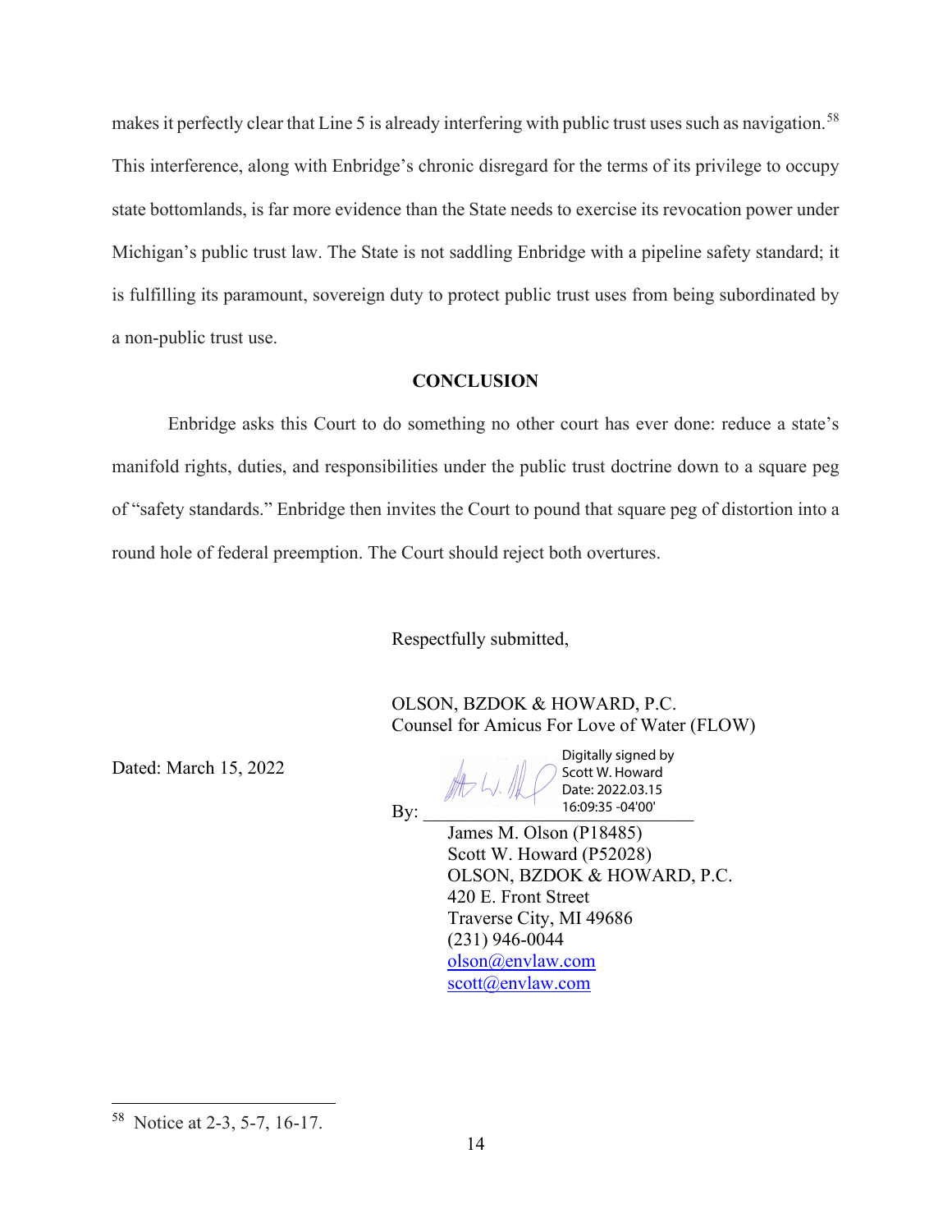makes it perfectly clear that Line 5 is already interfering with public trust uses such as navigation.[58] This interference, along with Enbridge's chronic disregard for the terms of its privilege to occupy state bottomlands, is far more evidence than the State needs to exercise its revocation power under Michigan's public trust law. The State is not saddling Enbridge with a pipeline safety standard; it is fulfilling its paramount, sovereign duty to protect public trust uses from being subordinated by a non-public trust use.

## CONCLUSION

Enbridge asks this Court to do something no other court has ever done: reduce a state's manifold rights, duties, and responsibilities under the public trust doctrine down to a square peg of "safety standards." Enbridge then invites the Court to pound that square peg of distortion into a round hole of federal preemption. The Court should reject both overtures.

Respectfully submitted,

OLSON, BZDOK & HOWARD, P.C.
Counsel for Amicus For Love of Water (FLOW)

Dated: March 15, 2022

By: ______________________ Digitally signed by Scott W. Howard Date: 2022.03.15 16:09:35 -04'00'

James M. Olson (P18485)
Scott W. Howard (P52028)
OLSON, BZDOK & HOWARD, P.C.
420 E. Front Street
Traverse City, MI 49686
(231) 946-0044
olson@envlaw.com
scott@envlaw.com

---

[58] Notice at 2-3, 5-7, 16-17.